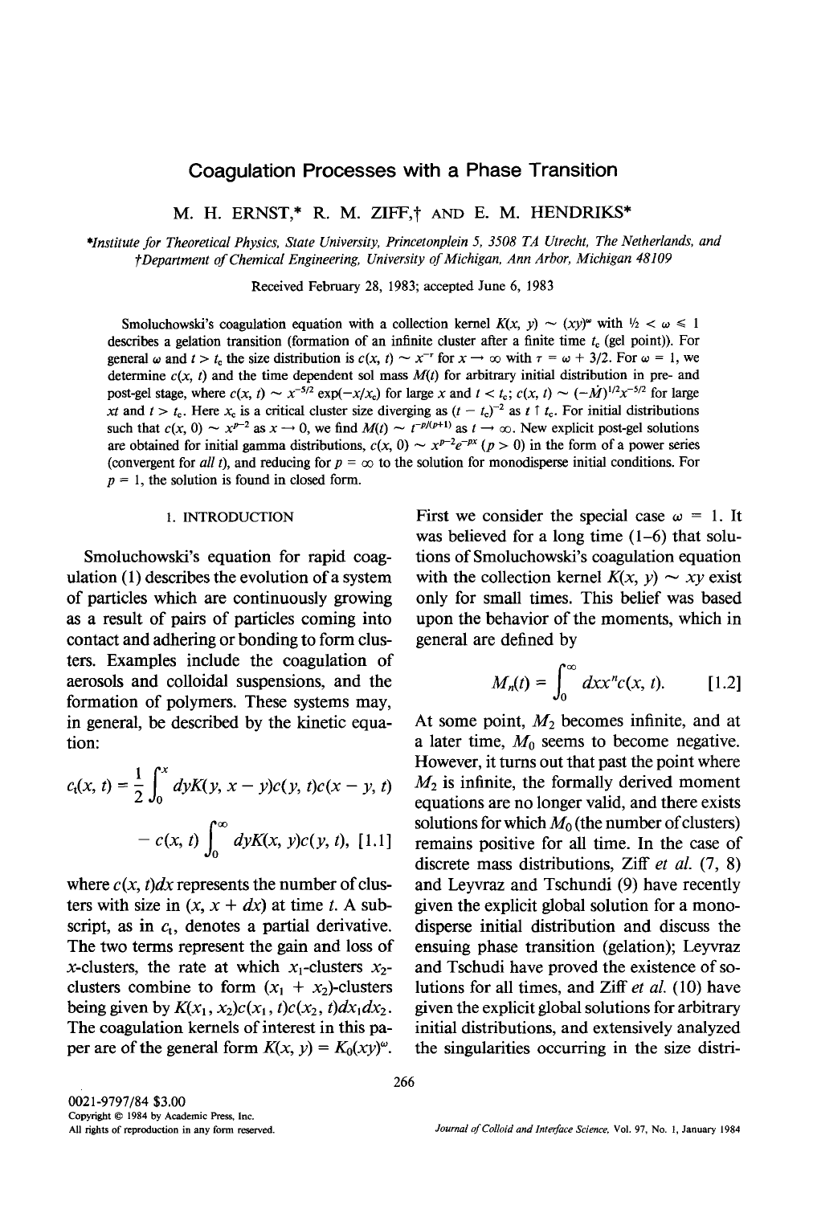# Coagulation Processes with a Phase Transition

M. H. ERNST,* R. M. ZIFF,† AND E. M. HENDRIKS*

*Institute for Theoretical Physics, State University, Princetonplein 5, 3508 TA Utrecht, The Netherlands, and †Department of Chemical Engineering, University of Michigan, Ann Arbor, Michigan 48109*

Received February 28, 1983; accepted June 6, 1983

Smoluchowski's coagulation equation with a collection kernel $K(x, y) \sim (xy)^{\omega}$ with $\frac{1}{2} < \omega \leqslant 1$ describes a gelation transition (formation of an infinite cluster after a finite time $t_c$ (gel point)). For general $\omega$ and $t > t_c$ the size distribution is $c(x, t) \sim x^{-\tau}$ for $x \to \infty$ with $\tau = \omega + 3/2$. For $\omega = 1$, we determine $c(x, t)$ and the time dependent sol mass $M(t)$ for arbitrary initial distribution in pre- and post-gel stage, where $c(x, t) \sim x^{-5/2} \exp(-x/x_c)$ for large $x$ and $t < t_c$; $c(x, t) \sim (-\dot{M})^{1/2}x^{-5/2}$ for large $xt$ and $t > t_c$. Here $x_c$ is a critical cluster size diverging as $(t - t_c)^{-2}$ as $t \uparrow t_c$. For initial distributions such that $c(x, 0) \sim x^{p-2}$ as $x \to 0$, we find $M(t) \sim t^{-p/(p+1)}$ as $t \to \infty$. New explicit post-gel solutions are obtained for initial gamma distributions, $c(x, 0) \sim x^{p-2}e^{-px}$ $(p > 0)$ in the form of a power series (convergent for *all* $t$), and reducing for $p = \infty$ to the solution for monodisperse initial conditions. For $p = 1$, the solution is found in closed form.

## 1. INTRODUCTION

Smoluchowski's equation for rapid coagulation (1) describes the evolution of a system of particles which are continuously growing as a result of pairs of particles coming into contact and adhering or bonding to form clusters. Examples include the coagulation of aerosols and colloidal suspensions, and the formation of polymers. These systems may, in general, be described by the kinetic equation:

$$c_t(x, t) = \frac{1}{2}\int_0^x dyK(y, x - y)c(y, t)c(x - y, t) - c(x, t)\int_0^\infty dyK(x, y)c(y, t), \quad [1.1]$$

where $c(x, t)dx$ represents the number of clusters with size in $(x, x + dx)$ at time $t$. A subscript, as in $c_t$, denotes a partial derivative. The two terms represent the gain and loss of $x$-clusters, the rate at which $x_1$-clusters $x_2$-clusters combine to form $(x_1 + x_2)$-clusters being given by $K(x_1, x_2)c(x_1, t)c(x_2, t)dx_1dx_2$. The coagulation kernels of interest in this paper are of the general form $K(x, y) = K_0(xy)^{\omega}$.

First we consider the special case $\omega = 1$. It was believed for a long time (1–6) that solutions of Smoluchowski's coagulation equation with the collection kernel $K(x, y) \sim xy$ exist only for small times. This belief was based upon the behavior of the moments, which in general are defined by

$$M_n(t) = \int_0^\infty dxx^n c(x, t). \quad [1.2]$$

At some point, $M_2$ becomes infinite, and at a later time, $M_0$ seems to become negative. However, it turns out that past the point where $M_2$ is infinite, the formally derived moment equations are no longer valid, and there exists solutions for which $M_0$ (the number of clusters) remains positive for all time. In the case of discrete mass distributions, Ziff *et al.* (7, 8) and Leyvraz and Tschundi (9) have recently given the explicit global solution for a monodisperse initial distribution and discuss the ensuing phase transition (gelation); Leyvraz and Tschudi have proved the existence of solutions for all times, and Ziff *et al.* (10) have given the explicit global solutions for arbitrary initial distributions, and extensively analyzed the singularities occurring in the size distri-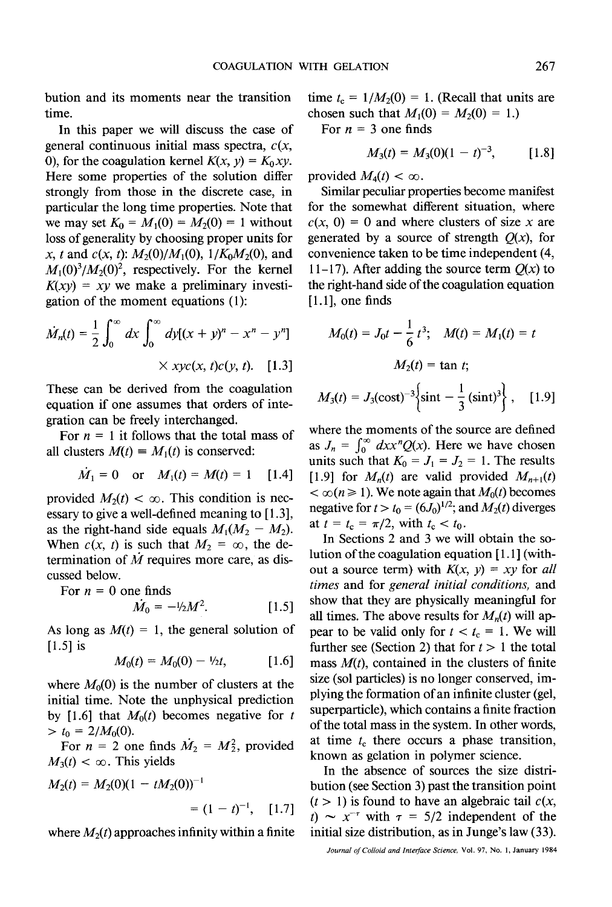bution and its moments near the transition time.

In this paper we will discuss the case of general continuous initial mass spectra, $c(x, 0)$, for the coagulation kernel $K(x, y) = K_0 xy$. Here some properties of the solution differ strongly from those in the discrete case, in particular the long time properties. Note that we may set $K_0 = M_1(0) = M_2(0) = 1$ without loss of generality by choosing proper units for $x$, $t$ and $c(x, t)$: $M_2(0)/M_1(0)$, $1/K_0M_2(0)$, and $M_1(0)^3/M_2(0)^2$, respectively. For the kernel $K(xy) = xy$ we make a preliminary investigation of the moment equations (1):

$$\dot{M}_n(t) = \frac{1}{2}\int_0^\infty dx \int_0^\infty dy[(x + y)^n - x^n - y^n] \times xyc(x, t)c(y, t). \quad [1.3]$$

These can be derived from the coagulation equation if one assumes that orders of integration can be freely interchanged.

For $n = 1$ it follows that the total mass of all clusters $M(t) \equiv M_1(t)$ is conserved:

$$\dot{M}_1 = 0 \quad \text{or} \quad M_1(t) = M(t) = 1 \quad [1.4]$$

provided $M_2(t) < \infty$. This condition is necessary to give a well-defined meaning to [1.3], as the right-hand side equals $M_1(M_2 - M_2)$. When $c(x, t)$ is such that $M_2 = \infty$, the determination of $\dot{M}$ requires more care, as discussed below.

For $n = 0$ one finds

$$\dot{M}_0 = -\tfrac{1}{2}M^2. \quad [1.5]$$

As long as $M(t) = 1$, the general solution of [1.5] is

$$M_0(t) = M_0(0) - \tfrac{1}{2}t, \quad [1.6]$$

where $M_0(0)$ is the number of clusters at the initial time. Note the unphysical prediction by [1.6] that $M_0(t)$ becomes negative for $t > t_0 = 2/M_0(0)$.

For $n = 2$ one finds $\dot{M}_2 = M_2^2$, provided $M_3(t) < \infty$. This yields

$$M_2(t) = M_2(0)(1 - tM_2(0))^{-1} = (1 - t)^{-1}, \quad [1.7]$$

where $M_2(t)$ approaches infinity within a finite time $t_c = 1/M_2(0) = 1$. (Recall that units are chosen such that $M_1(0) = M_2(0) = 1$.)

For $n = 3$ one finds

$$M_3(t) = M_3(0)(1 - t)^{-3}, \quad [1.8]$$

provided $M_4(t) < \infty$.

Similar peculiar properties become manifest for the somewhat different situation, where $c(x, 0) = 0$ and where clusters of size $x$ are generated by a source of strength $Q(x)$, for convenience taken to be time independent (4, 11–17). After adding the source term $Q(x)$ to the right-hand side of the coagulation equation [1.1], one finds

$$M_0(t) = J_0 t - \frac{1}{6}t^3; \quad M(t) = M_1(t) = t$$

$$M_2(t) = \tan t;$$

$$M_3(t) = J_3(\cos t)^{-3}\left\{\sin t - \frac{1}{3}(\sin t)^3\right\}, \quad [1.9]$$

where the moments of the source are defined as $J_n = \int_0^\infty dx x^n Q(x)$. Here we have chosen units such that $K_0 = J_1 = J_2 = 1$. The results [1.9] for $M_n(t)$ are valid provided $M_{n+1}(t) < \infty (n \geq 1)$. We note again that $M_0(t)$ becomes negative for $t > t_0 = (6J_0)^{1/2}$; and $M_2(t)$ diverges at $t = t_c = \pi/2$, with $t_c < t_0$.

In Sections 2 and 3 we will obtain the solution of the coagulation equation [1.1] (without a source term) with $K(x, y) = xy$ for *all times* and for *general initial conditions*, and show that they are physically meaningful for all times. The above results for $M_n(t)$ will appear to be valid only for $t < t_c = 1$. We will further see (Section 2) that for $t > 1$ the total mass $M(t)$, contained in the clusters of finite size (sol particles) is no longer conserved, implying the formation of an infinite cluster (gel, superparticle), which contains a finite fraction of the total mass in the system. In other words, at time $t_c$ there occurs a phase transition, known as gelation in polymer science.

In the absence of sources the size distribution (see Section 3) past the transition point ($t > 1$) is found to have an algebraic tail $c(x, t) \sim x^{-\tau}$ with $\tau = 5/2$ independent of the initial size distribution, as in Junge's law (33).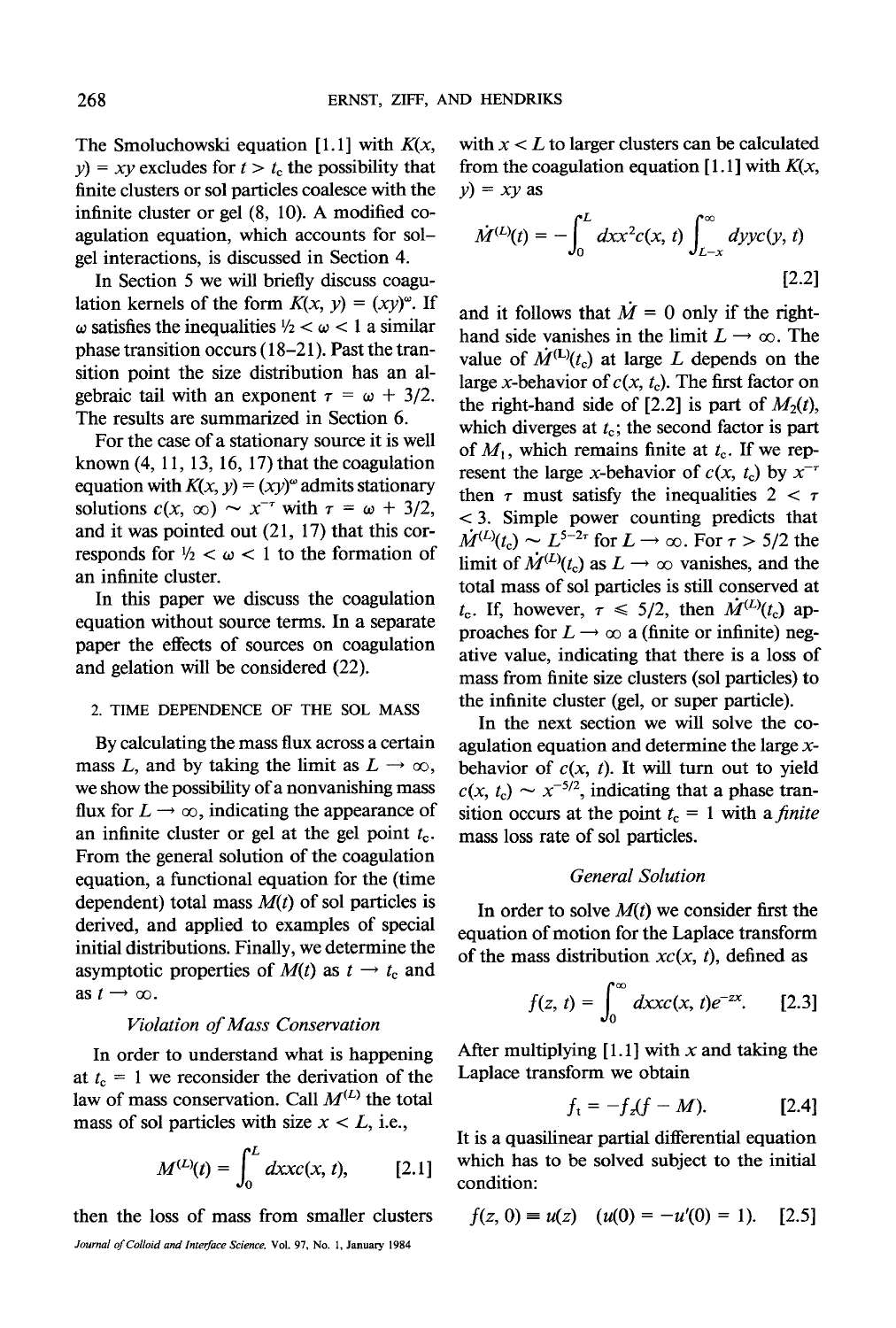The Smoluchowski equation [1.1] with $K(x, y) = xy$ excludes for $t > t_c$ the possibility that finite clusters or sol particles coalesce with the infinite cluster or gel (8, 10). A modified coagulation equation, which accounts for sol-gel interactions, is discussed in Section 4.

In Section 5 we will briefly discuss coagulation kernels of the form $K(x, y) = (xy)^{\omega}$. If $\omega$ satisfies the inequalities $\frac{1}{2} < \omega < 1$ a similar phase transition occurs (18–21). Past the transition point the size distribution has an algebraic tail with an exponent $\tau = \omega + 3/2$. The results are summarized in Section 6.

For the case of a stationary source it is well known (4, 11, 13, 16, 17) that the coagulation equation with $K(x, y) = (xy)^{\omega}$ admits stationary solutions $c(x, \infty) \sim x^{-\tau}$ with $\tau = \omega + 3/2$, and it was pointed out (21, 17) that this corresponds for $\frac{1}{2} < \omega < 1$ to the formation of an infinite cluster.

In this paper we discuss the coagulation equation without source terms. In a separate paper the effects of sources on coagulation and gelation will be considered (22).

## 2. TIME DEPENDENCE OF THE SOL MASS

By calculating the mass flux across a certain mass $L$, and by taking the limit as $L \to \infty$, we show the possibility of a nonvanishing mass flux for $L \to \infty$, indicating the appearance of an infinite cluster or gel at the gel point $t_c$. From the general solution of the coagulation equation, a functional equation for the (time dependent) total mass $M(t)$ of sol particles is derived, and applied to examples of special initial distributions. Finally, we determine the asymptotic properties of $M(t)$ as $t \to t_c$ and as $t \to \infty$.

### *Violation of Mass Conservation*

In order to understand what is happening at $t_c = 1$ we reconsider the derivation of the law of mass conservation. Call $M^{(L)}$ the total mass of sol particles with size $x < L$, i.e.,

$$M^{(L)}(t) = \int_0^L dx x c(x, t), \qquad [2.1]$$

then the loss of mass from smaller clusters with $x < L$ to larger clusters can be calculated from the coagulation equation [1.1] with $K(x, y) = xy$ as

$$\dot{M}^{(L)}(t) = -\int_0^L dx x^2 c(x, t) \int_{L-x}^{\infty} dy y c(y, t) \qquad [2.2]$$

and it follows that $\dot{M} = 0$ only if the right-hand side vanishes in the limit $L \to \infty$. The value of $\dot{M}^{(L)}(t_c)$ at large $L$ depends on the large $x$-behavior of $c(x, t_c)$. The first factor on the right-hand side of [2.2] is part of $M_2(t)$, which diverges at $t_c$; the second factor is part of $M_1$, which remains finite at $t_c$. If we represent the large $x$-behavior of $c(x, t_c)$ by $x^{-\tau}$ then $\tau$ must satisfy the inequalities $2 < \tau < 3$. Simple power counting predicts that $\dot{M}^{(L)}(t_c) \sim L^{5-2\tau}$ for $L \to \infty$. For $\tau > 5/2$ the limit of $\dot{M}^{(L)}(t_c)$ as $L \to \infty$ vanishes, and the total mass of sol particles is still conserved at $t_c$. If, however, $\tau \leq 5/2$, then $\dot{M}^{(L)}(t_c)$ approaches for $L \to \infty$ a (finite or infinite) negative value, indicating that there is a loss of mass from finite size clusters (sol particles) to the infinite cluster (gel, or super particle).

In the next section we will solve the coagulation equation and determine the large $x$-behavior of $c(x, t)$. It will turn out to yield $c(x, t_c) \sim x^{-5/2}$, indicating that a phase transition occurs at the point $t_c = 1$ with a *finite* mass loss rate of sol particles.

### *General Solution*

In order to solve $M(t)$ we consider first the equation of motion for the Laplace transform of the mass distribution $xc(x, t)$, defined as

$$f(z, t) = \int_0^{\infty} dx x c(x, t) e^{-zx}. \qquad [2.3]$$

After multiplying [1.1] with $x$ and taking the Laplace transform we obtain

$$f_t = -f_z(f - M). \qquad [2.4]$$

It is a quasilinear partial differential equation which has to be solved subject to the initial condition:

$$f(z, 0) \equiv u(z) \quad (u(0) = -u'(0) = 1). \qquad [2.5]$$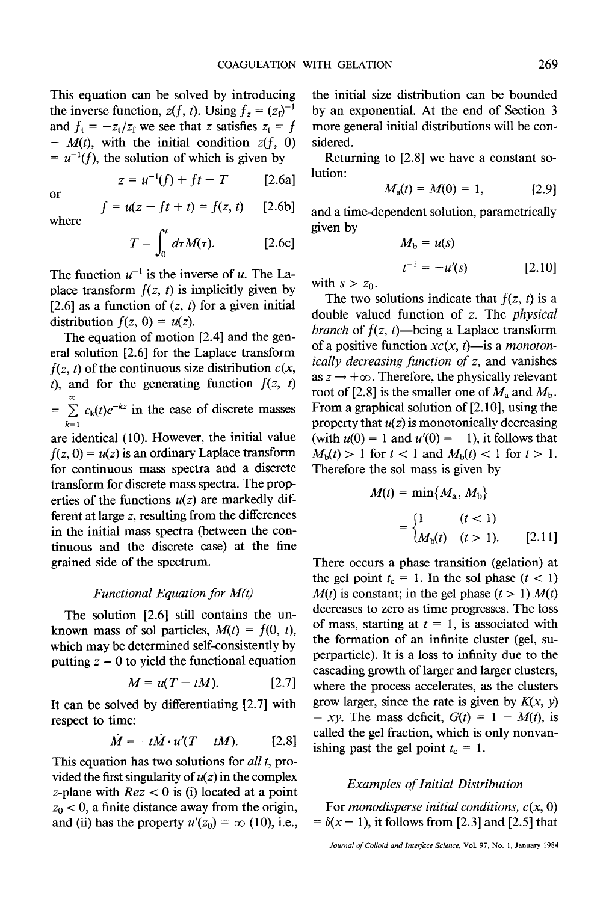This equation can be solved by introducing the inverse function, $z(f, t)$. Using $f_z = (z_f)^{-1}$ and $f_t = -z_t/z_f$ we see that $z$ satisfies $z_t = f - M(t)$, with the initial condition $z(f, 0) = u^{-1}(f)$, the solution of which is given by

$$z = u^{-1}(f) + ft - T \quad [2.6a]$$

or

$$f = u(z - ft + t) = f(z, t) \quad [2.6b]$$

where

$$T = \int_0^t d\tau M(\tau). \quad [2.6c]$$

The function $u^{-1}$ is the inverse of $u$. The Laplace transform $f(z, t)$ is implicitly given by [2.6] as a function of $(z, t)$ for a given initial distribution $f(z, 0) = u(z)$.

The equation of motion [2.4] and the general solution [2.6] for the Laplace transform $f(z, t)$ of the continuous size distribution $c(x, t)$, and for the generating function $f(z, t) = \sum_{k=1}^{\infty} c_k(t)e^{-kz}$ in the case of discrete masses are identical (10). However, the initial value $f(z, 0) = u(z)$ is an ordinary Laplace transform for continuous mass spectra and a discrete transform for discrete mass spectra. The properties of the functions $u(z)$ are markedly different at large $z$, resulting from the differences in the initial mass spectra (between the continuous and the discrete case) at the fine grained side of the spectrum.

### *Functional Equation for M(t)*

The solution [2.6] still contains the unknown mass of sol particles, $M(t) = f(0, t)$, which may be determined self-consistently by putting $z = 0$ to yield the functional equation

$$M = u(T - tM). \quad [2.7]$$

It can be solved by differentiating [2.7] with respect to time:

$$\dot{M} = -t\dot{M} \cdot u'(T - tM). \quad [2.8]$$

This equation has two solutions for *all t*, provided the first singularity of $u(z)$ in the complex $z$-plane with $Re\, z < 0$ is (i) located at a point $z_0 < 0$, a finite distance away from the origin, and (ii) has the property $u'(z_0) = \infty$ (10), i.e., the initial size distribution can be bounded by an exponential. At the end of Section 3 more general initial distributions will be considered.

Returning to [2.8] we have a constant solution:

$$M_a(t) = M(0) = 1, \quad [2.9]$$

and a time-dependent solution, parametrically given by

$$M_b = u(s)$$

$$t^{-1} = -u'(s) \quad [2.10]$$

with $s > z_0$.

The two solutions indicate that $f(z, t)$ is a double valued function of $z$. The *physical branch* of $f(z, t)$—being a Laplace transform of a positive function $xc(x, t)$—is a *monotonically decreasing function of z*, and vanishes as $z \to +\infty$. Therefore, the physically relevant root of [2.8] is the smaller one of $M_a$ and $M_b$. From a graphical solution of [2.10], using the property that $u(z)$ is monotonically decreasing (with $u(0) = 1$ and $u'(0) = -1$), it follows that $M_b(t) > 1$ for $t < 1$ and $M_b(t) < 1$ for $t > 1$. Therefore the sol mass is given by

$$M(t) = \min\{M_a, M_b\} = \begin{cases} 1 & (t < 1) \\ M_b(t) & (t > 1). \end{cases} \quad [2.11]$$

There occurs a phase transition (gelation) at the gel point $t_c = 1$. In the sol phase $(t < 1)$ $M(t)$ is constant; in the gel phase $(t > 1)$ $M(t)$ decreases to zero as time progresses. The loss of mass, starting at $t = 1$, is associated with the formation of an infinite cluster (gel, superparticle). It is a loss to infinity due to the cascading growth of larger and larger clusters, where the process accelerates, as the clusters grow larger, since the rate is given by $K(x, y) = xy$. The mass deficit, $G(t) = 1 - M(t)$, is called the gel fraction, which is only nonvanishing past the gel point $t_c = 1$.

### *Examples of Initial Distribution*

For *monodisperse initial conditions*, $c(x, 0) = \delta(x - 1)$, it follows from [2.3] and [2.5] that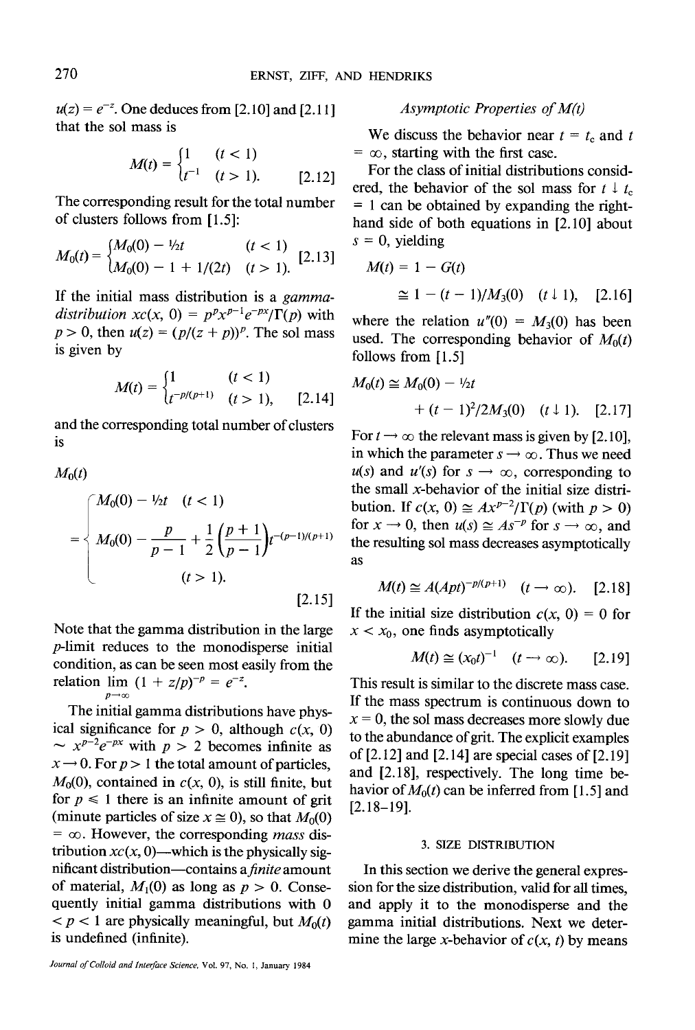$u(z) = e^{-z}$. One deduces from [2.10] and [2.11] that the sol mass is

$$M(t) = \begin{cases} 1 & (t < 1) \\ t^{-1} & (t > 1). \end{cases} \quad [2.12]$$

The corresponding result for the total number of clusters follows from [1.5]:

$$M_0(t) = \begin{cases} M_0(0) - \tfrac{1}{2}t & (t < 1) \\ M_0(0) - 1 + 1/(2t) & (t > 1). \end{cases} \quad [2.13]$$

If the initial mass distribution is a *gamma-distribution* $xc(x, 0) = p^p x^{p-1} e^{-px}/\Gamma(p)$ with $p > 0$, then $u(z) = (p/(z + p))^p$. The sol mass is given by

$$M(t) = \begin{cases} 1 & (t < 1) \\ t^{-p/(p+1)} & (t > 1), \end{cases} \quad [2.14]$$

and the corresponding total number of clusters is

$$M_0(t) = \begin{cases} M_0(0) - \tfrac{1}{2}t & (t < 1) \\ M_0(0) - \dfrac{p}{p-1} + \dfrac{1}{2}\left(\dfrac{p+1}{p-1}\right) t^{-(p-1)/(p+1)} & (t > 1). \end{cases} \quad [2.15]$$

Note that the gamma distribution in the large $p$-limit reduces to the monodisperse initial condition, as can be seen most easily from the relation $\lim_{p\to\infty} (1 + z/p)^{-p} = e^{-z}$.

The initial gamma distributions have physical significance for $p > 0$, although $c(x, 0) \sim x^{p-2}e^{-px}$ with $p > 2$ becomes infinite as $x \to 0$. For $p > 1$ the total amount of particles, $M_0(0)$, contained in $c(x, 0)$, is still finite, but for $p \leqslant 1$ there is an infinite amount of grit (minute particles of size $x \cong 0$), so that $M_0(0) = \infty$. However, the corresponding *mass* distribution $xc(x, 0)$—which is the physically significant distribution—contains a *finite* amount of material, $M_1(0)$ as long as $p > 0$. Consequently initial gamma distributions with $0 < p < 1$ are physically meaningful, but $M_0(t)$ is undefined (infinite).

### *Asymptotic Properties of M(t)*

We discuss the behavior near $t = t_c$ and $t = \infty$, starting with the first case.

For the class of initial distributions considered, the behavior of the sol mass for $t \downarrow t_c = 1$ can be obtained by expanding the right-hand side of both equations in [2.10] about $s = 0$, yielding

$$M(t) = 1 - G(t) \cong 1 - (t - 1)/M_3(0) \quad (t \downarrow 1), \quad [2.16]$$

where the relation $u''(0) = M_3(0)$ has been used. The corresponding behavior of $M_0(t)$ follows from [1.5]

$$M_0(t) \cong M_0(0) - \tfrac{1}{2}t + (t - 1)^2/2M_3(0) \quad (t \downarrow 1). \quad [2.17]$$

For $t \to \infty$ the relevant mass is given by [2.10], in which the parameter $s \to \infty$. Thus we need $u(s)$ and $u'(s)$ for $s \to \infty$, corresponding to the small $x$-behavior of the initial size distribution. If $c(x, 0) \cong Ax^{p-2}/\Gamma(p)$ (with $p > 0$) for $x \to 0$, then $u(s) \cong As^{-p}$ for $s \to \infty$, and the resulting sol mass decreases asymptotically as

$$M(t) \cong A(Apt)^{-p/(p+1)} \quad (t \to \infty). \quad [2.18]$$

If the initial size distribution $c(x, 0) = 0$ for $x < x_0$, one finds asymptotically

$$M(t) \cong (x_0 t)^{-1} \quad (t \to \infty). \quad [2.19]$$

This result is similar to the discrete mass case. If the mass spectrum is continuous down to $x = 0$, the sol mass decreases more slowly due to the abundance of grit. The explicit examples of [2.12] and [2.14] are special cases of [2.19] and [2.18], respectively. The long time behavior of $M_0(t)$ can be inferred from [1.5] and [2.18–19].

## 3. SIZE DISTRIBUTION

In this section we derive the general expression for the size distribution, valid for all times, and apply it to the monodisperse and the gamma initial distributions. Next we determine the large $x$-behavior of $c(x, t)$ by means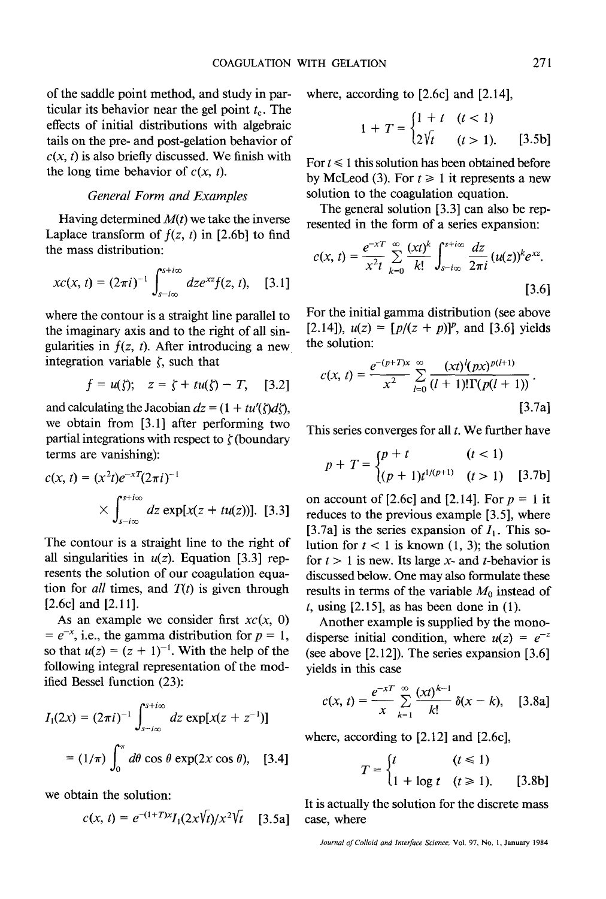of the saddle point method, and study in particular its behavior near the gel point $t_c$. The effects of initial distributions with algebraic tails on the pre- and post-gelation behavior of $c(x, t)$ is also briefly discussed. We finish with the long time behavior of $c(x, t)$.

*General Form and Examples*

Having determined $M(t)$ we take the inverse Laplace transform of $f(z, t)$ in [2.6b] to find the mass distribution:

$$xc(x, t) = (2\pi i)^{-1} \int_{s-i\infty}^{s+i\infty} dz e^{xz} f(z, t), \quad [3.1]$$

where the contour is a straight line parallel to the imaginary axis and to the right of all singularities in $f(z, t)$. After introducing a new integration variable $\zeta$, such that

$$f = u(\zeta); \quad z = \zeta + tu(\zeta) - T, \quad [3.2]$$

and calculating the Jacobian $dz = (1 + tu'(\zeta)d\zeta)$, we obtain from [3.1] after performing two partial integrations with respect to $\zeta$ (boundary terms are vanishing):

$$c(x, t) = (x^2 t)e^{-xT}(2\pi i)^{-1} \times \int_{s-i\infty}^{s+i\infty} dz \exp[x(z + tu(z))]. \quad [3.3]$$

The contour is a straight line to the right of all singularities in $u(z)$. Equation [3.3] represents the solution of our coagulation equation for *all* times, and $T(t)$ is given through [2.6c] and [2.11].

As an example we consider first $xc(x, 0) = e^{-x}$, i.e., the gamma distribution for $p = 1$, so that $u(z) = (z + 1)^{-1}$. With the help of the following integral representation of the modified Bessel function (23):

$$I_1(2x) = (2\pi i)^{-1} \int_{s-i\infty}^{s+i\infty} dz \exp[x(z + z^{-1})]$$

$$= (1/\pi) \int_0^{\pi} d\theta \cos\theta \exp(2x \cos\theta), \quad [3.4]$$

we obtain the solution:

$$c(x, t) = e^{-(1+T)x} I_1(2x\sqrt{t})/x^2\sqrt{t} \quad [3.5a]$$

where, according to [2.6c] and [2.14],

$$1 + T = \begin{cases} 1 + t & (t < 1) \\ 2\sqrt{t} & (t > 1). \end{cases} \quad [3.5b]$$

For $t \leq 1$ this solution has been obtained before by McLeod (3). For $t \geq 1$ it represents a new solution to the coagulation equation.

The general solution [3.3] can also be represented in the form of a series expansion:

$$c(x, t) = \frac{e^{-xT}}{x^2 t} \sum_{k=0}^{\infty} \frac{(xt)^k}{k!} \int_{s-i\infty}^{s+i\infty} \frac{dz}{2\pi i} (u(z))^k e^{xz}. \quad [3.6]$$

For the initial gamma distribution (see above [2.14]), $u(z) = [p/(z + p)]^p$, and [3.6] yields the solution:

$$c(x, t) = \frac{e^{-(p+T)x}}{x^2} \sum_{l=0}^{\infty} \frac{(xt)^l (px)^{p(l+1)}}{(l + 1)!\Gamma(p(l + 1))}. \quad [3.7a]$$

This series converges for all $t$. We further have

$$p + T = \begin{cases} p + t & (t < 1) \\ (p + 1)t^{1/(p+1)} & (t > 1) \end{cases} \quad [3.7b]$$

on account of [2.6c] and [2.14]. For $p = 1$ it reduces to the previous example [3.5], where [3.7a] is the series expansion of $I_1$. This solution for $t < 1$ is known (1, 3); the solution for $t > 1$ is new. Its large $x$- and $t$-behavior is discussed below. One may also formulate these results in terms of the variable $M_0$ instead of $t$, using [2.15], as has been done in (1).

Another example is supplied by the monodisperse initial condition, where $u(z) = e^{-z}$ (see above [2.12]). The series expansion [3.6] yields in this case

$$c(x, t) = \frac{e^{-xT}}{x} \sum_{k=1}^{\infty} \frac{(xt)^{k-1}}{k!} \delta(x - k), \quad [3.8a]$$

where, according to [2.12] and [2.6c],

$$T = \begin{cases} t & (t \leq 1) \\ 1 + \log t & (t \geq 1). \end{cases} \quad [3.8b]$$

It is actually the solution for the discrete mass case, where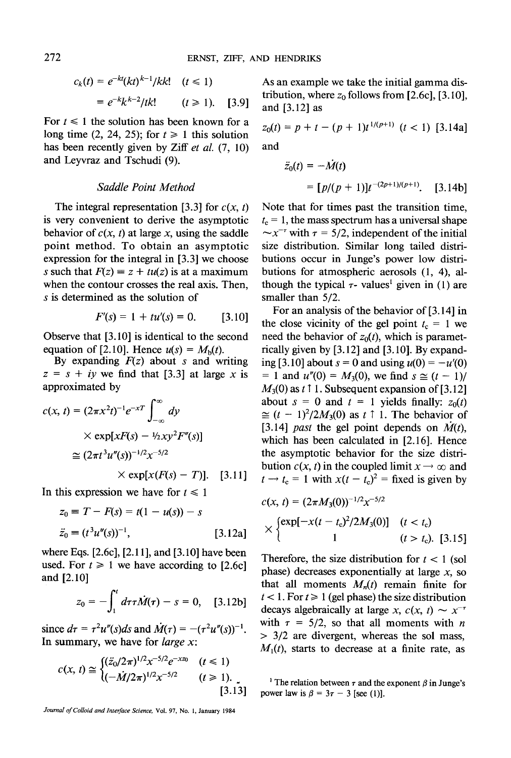$$c_k(t) = e^{-kt}(kt)^{k-1}/kk! \quad (t \leqslant 1)$$
$$= e^{-k}k^{k-2}/tk! \quad (t \geqslant 1). \quad [3.9]$$

For $t \leqslant 1$ the solution has been known for a long time (2, 24, 25); for $t \geqslant 1$ this solution has been recently given by Ziff *et al.* (7, 10) and Leyvraz and Tschudi (9).

### *Saddle Point Method*

The integral representation [3.3] for $c(x, t)$ is very convenient to derive the asymptotic behavior of $c(x, t)$ at large $x$, using the saddle point method. To obtain an asymptotic expression for the integral in [3.3] we choose $s$ such that $F(z) \equiv z + tu(z)$ is at a maximum when the contour crosses the real axis. Then, $s$ is determined as the solution of

$$F'(s) = 1 + tu'(s) = 0. \quad [3.10]$$

Observe that [3.10] is identical to the second equation of [2.10]. Hence $u(s) = M_b(t)$.

By expanding $F(z)$ about $s$ and writing $z = s + iy$ we find that [3.3] at large $x$ is approximated by

$$c(x, t) = (2\pi x^2 t)^{-1} e^{-xT} \int_{-\infty}^{\infty} dy \times \exp[xF(s) - \tfrac{1}{2}xy^2F''(s)]$$
$$\cong (2\pi t^3 u''(s))^{-1/2} x^{-5/2} \times \exp[x(F(s) - T)]. \quad [3.11]$$

In this expression we have for $t \leqslant 1$

$$z_0 \equiv T - F(s) = t(1 - u(s)) - s$$
$$\ddot{z}_0 \equiv (t^3 u''(s))^{-1}, \quad [3.12a]$$

where Eqs. [2.6c], [2.11], and [3.10] have been used. For $t \geqslant 1$ we have according to [2.6c] and [2.10]

$$z_0 = -\int_1^t d\tau \tau \dot{M}(\tau) - s = 0, \quad [3.12b]$$

since $d\tau = \tau^2 u''(s)ds$ and $\dot{M}(\tau) = -(\tau^2 u''(s))^{-1}$. In summary, we have for *large x*:

$$c(x, t) \cong \begin{cases} (\ddot{z}_0/2\pi)^{1/2} x^{-5/2} e^{-xz_0} & (t \leqslant 1) \\ (-\dot{M}/2\pi)^{1/2} x^{-5/2} & (t \geqslant 1). \end{cases} \quad [3.13]$$

As an example we take the initial gamma distribution, where $z_0$ follows from [2.6c], [3.10], and [3.12] as

$$z_0(t) = p + t - (p + 1)t^{1/(p+1)} \quad (t < 1) \quad [3.14a]$$

and

$$\ddot{z}_0(t) = -\dot{M}(t)$$
$$= [p/(p + 1)]t^{-(2p+1)/(p+1)}. \quad [3.14b]$$

Note that for times past the transition time, $t_c = 1$, the mass spectrum has a universal shape $\sim x^{-\tau}$ with $\tau = 5/2$, independent of the initial size distribution. Similar long tailed distributions occur in Junge's power low distributions for atmospheric aerosols (1, 4), although the typical $\tau$- values[1] given in (1) are smaller than 5/2.

For an analysis of the behavior of [3.14] in the close vicinity of the gel point $t_c = 1$ we need the behavior of $z_0(t)$, which is parametrically given by [3.12] and [3.10]. By expanding [3.10] about $s = 0$ and using $u(0) = -u'(0) = 1$ and $u''(0) = M_3(0)$, we find $s \cong (t - 1)/M_3(0)$ as $t \uparrow 1$. Subsequent expansion of [3.12] about $s = 0$ and $t = 1$ yields finally: $z_0(t) \cong (t - 1)^2/2M_3(0)$ as $t \uparrow 1$. The behavior of [3.14] *past* the gel point depends on $\dot{M}(t)$, which has been calculated in [2.16]. Hence the asymptotic behavior for the size distribution $c(x, t)$ in the coupled limit $x \to \infty$ and $t \to t_c = 1$ with $x(t - t_c)^2$ = fixed is given by

$$c(x, t) = (2\pi M_3(0))^{-1/2} x^{-5/2} \times \begin{cases} \exp[-x(t - t_c)^2/2M_3(0)] & (t < t_c) \\ 1 & (t > t_c). \end{cases} \quad [3.15]$$

Therefore, the size distribution for $t < 1$ (sol phase) decreases exponentially at large $x$, so that all moments $M_n(t)$ remain finite for $t < 1$. For $t \geqslant 1$ (gel phase) the size distribution decays algebraically at large $x$, $c(x, t) \sim x^{-\tau}$ with $\tau = 5/2$, so that all moments with $n > 3/2$ are divergent, whereas the sol mass, $M_1(t)$, starts to decrease at a finite rate, as

[1] The relation between $\tau$ and the exponent $\beta$ in Junge's power law is $\beta = 3\tau - 3$ [see (1)].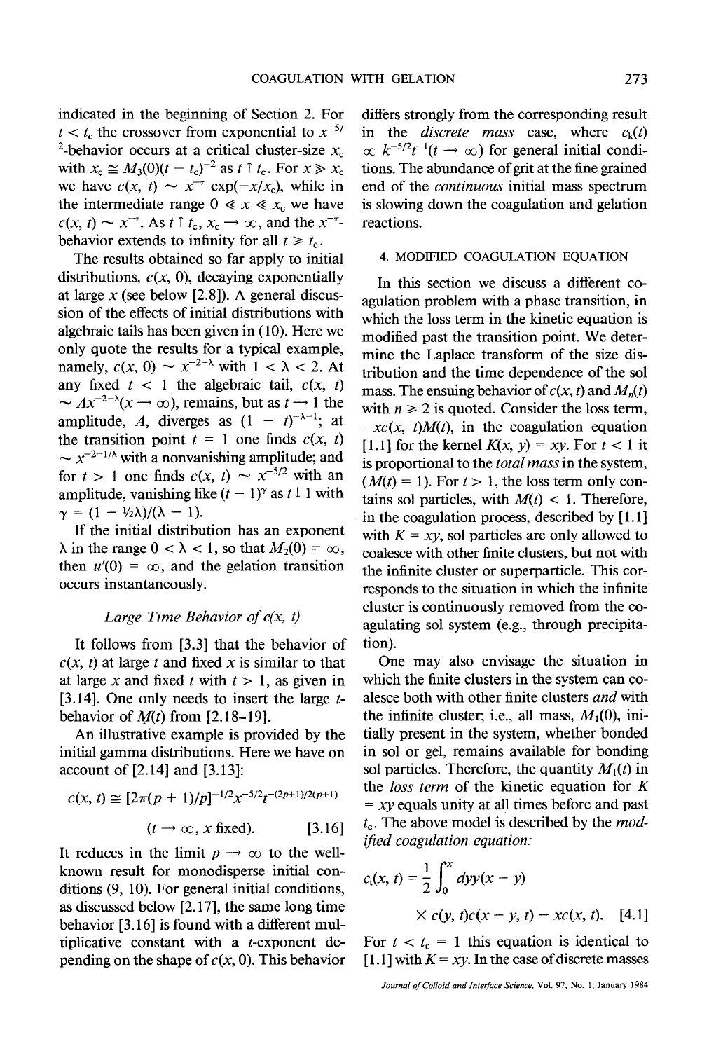indicated in the beginning of Section 2. For $t < t_c$ the crossover from exponential to $x^{-5/2}$-behavior occurs at a critical cluster-size $x_c$ with $x_c \cong M_3(0)(t - t_c)^{-2}$ as $t \uparrow t_c$. For $x \gg x_c$ we have $c(x, t) \sim x^{-\tau} \exp(-x/x_c)$, while in the intermediate range $0 \ll x \ll x_c$ we have $c(x, t) \sim x^{-\tau}$. As $t \uparrow t_c$, $x_c \to \infty$, and the $x^{-\tau}$-behavior extends to infinity for all $t \geq t_c$.

The results obtained so far apply to initial distributions, $c(x, 0)$, decaying exponentially at large $x$ (see below [2.8]). A general discussion of the effects of initial distributions with algebraic tails has been given in (10). Here we only quote the results for a typical example, namely, $c(x, 0) \sim x^{-2-\lambda}$ with $1 < \lambda < 2$. At any fixed $t < 1$ the algebraic tail, $c(x, t) \sim Ax^{-2-\lambda}(x \to \infty)$, remains, but as $t \to 1$ the amplitude, $A$, diverges as $(1 - t)^{-\lambda-1}$; at the transition point $t = 1$ one finds $c(x, t) \sim x^{-2-1/\lambda}$ with a nonvanishing amplitude; and for $t > 1$ one finds $c(x, t) \sim x^{-5/2}$ with an amplitude, vanishing like $(t - 1)^{\gamma}$ as $t \downarrow 1$ with $\gamma = (1 - \frac{1}{2}\lambda)/(\lambda - 1)$.

If the initial distribution has an exponent $\lambda$ in the range $0 < \lambda < 1$, so that $M_2(0) = \infty$, then $u'(0) = \infty$, and the gelation transition occurs instantaneously.

### *Large Time Behavior of* $c(x, t)$

It follows from [3.3] that the behavior of $c(x, t)$ at large $t$ and fixed $x$ is similar to that at large $x$ and fixed $t$ with $t > 1$, as given in [3.14]. One only needs to insert the large $t$-behavior of $M(t)$ from [2.18–19].

An illustrative example is provided by the initial gamma distributions. Here we have on account of [2.14] and [3.13]:

$$c(x, t) \cong [2\pi(p + 1)/p]^{-1/2} x^{-5/2} t^{-(2p+1)/2(p+1)}$$
$$(t \to \infty, x \text{ fixed}). \qquad [3.16]$$

It reduces in the limit $p \to \infty$ to the well-known result for monodisperse initial conditions (9, 10). For general initial conditions, as discussed below [2.17], the same long time behavior [3.16] is found with a different multiplicative constant with a $t$-exponent depending on the shape of $c(x, 0)$. This behavior differs strongly from the corresponding result in the *discrete mass* case, where $c_k(t) \propto k^{-5/2}t^{-1}(t \to \infty)$ for general initial conditions. The abundance of grit at the fine grained end of the *continuous* initial mass spectrum is slowing down the coagulation and gelation reactions.

## 4. MODIFIED COAGULATION EQUATION

In this section we discuss a different coagulation problem with a phase transition, in which the loss term in the kinetic equation is modified past the transition point. We determine the Laplace transform of the size distribution and the time dependence of the sol mass. The ensuing behavior of $c(x, t)$ and $M_n(t)$ with $n \geq 2$ is quoted. Consider the loss term, $-xc(x, t)M(t)$, in the coagulation equation [1.1] for the kernel $K(x, y) = xy$. For $t < 1$ it is proportional to the *total mass* in the system, $(M(t) = 1)$. For $t > 1$, the loss term only contains sol particles, with $M(t) < 1$. Therefore, in the coagulation process, described by [1.1] with $K = xy$, sol particles are only allowed to coalesce with other finite clusters, but not with the infinite cluster or superparticle. This corresponds to the situation in which the infinite cluster is continuously removed from the coagulating sol system (e.g., through precipitation).

One may also envisage the situation in which the finite clusters in the system can coalesce both with other finite clusters *and* with the infinite cluster; i.e., all mass, $M_1(0)$, initially present in the system, whether bonded in sol or gel, remains available for bonding sol particles. Therefore, the quantity $M_1(t)$ in the *loss term* of the kinetic equation for $K = xy$ equals unity at all times before and past $t_c$. The above model is described by the *modified coagulation equation:*

$$c_t(x, t) = \frac{1}{2} \int_0^x dyy(x - y)$$
$$\times c(y, t)c(x - y, t) - xc(x, t). \qquad [4.1]$$

For $t < t_c = 1$ this equation is identical to [1.1] with $K = xy$. In the case of discrete masses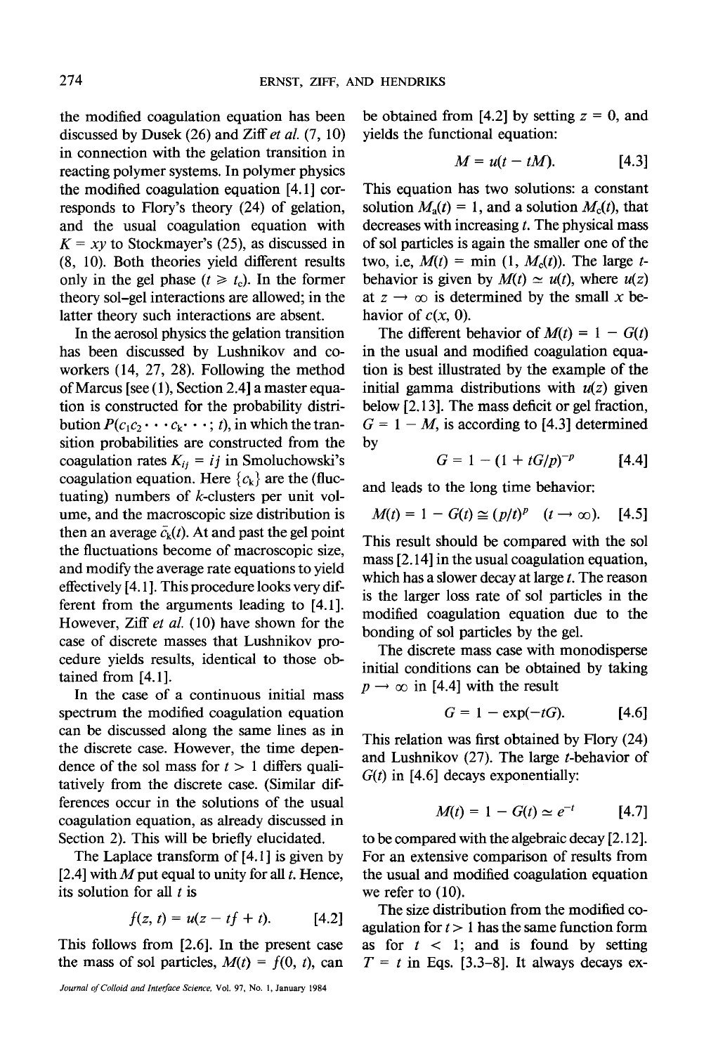the modified coagulation equation has been discussed by Dusek (26) and Ziff *et al.* (7, 10) in connection with the gelation transition in reacting polymer systems. In polymer physics the modified coagulation equation [4.1] corresponds to Flory's theory (24) of gelation, and the usual coagulation equation with $K = xy$ to Stockmayer's (25), as discussed in (8, 10). Both theories yield different results only in the gel phase ($t \geq t_c$). In the former theory sol–gel interactions are allowed; in the latter theory such interactions are absent.

In the aerosol physics the gelation transition has been discussed by Lushnikov and coworkers (14, 27, 28). Following the method of Marcus [see (1), Section 2.4] a master equation is constructed for the probability distribution $P(c_1 c_2 \cdots c_k \cdots; t)$, in which the transition probabilities are constructed from the coagulation rates $K_{ij} = ij$ in Smoluchowski's coagulation equation. Here $\{c_k\}$ are the (fluctuating) numbers of $k$-clusters per unit volume, and the macroscopic size distribution is then an average $\bar{c}_k(t)$. At and past the gel point the fluctuations become of macroscopic size, and modify the average rate equations to yield effectively [4.1]. This procedure looks very different from the arguments leading to [4.1]. However, Ziff *et al.* (10) have shown for the case of discrete masses that Lushnikov procedure yields results, identical to those obtained from [4.1].

In the case of a continuous initial mass spectrum the modified coagulation equation can be discussed along the same lines as in the discrete case. However, the time dependence of the sol mass for $t > 1$ differs qualitatively from the discrete case. (Similar differences occur in the solutions of the usual coagulation equation, as already discussed in Section 2). This will be briefly elucidated.

The Laplace transform of [4.1] is given by [2.4] with $M$ put equal to unity for all $t$. Hence, its solution for all $t$ is

$$f(z, t) = u(z - tf + t). \qquad [4.2]$$

This follows from [2.6]. In the present case the mass of sol particles, $M(t) = f(0, t)$, can be obtained from [4.2] by setting $z = 0$, and yields the functional equation:

$$M = u(t - tM). \qquad [4.3]$$

This equation has two solutions: a constant solution $M_a(t) = 1$, and a solution $M_c(t)$, that decreases with increasing $t$. The physical mass of sol particles is again the smaller one of the two, i.e, $M(t) = \min(1, M_c(t))$. The large $t$-behavior is given by $M(t) \simeq u(t)$, where $u(z)$ at $z \to \infty$ is determined by the small $x$ behavior of $c(x, 0)$.

The different behavior of $M(t) = 1 - G(t)$ in the usual and modified coagulation equation is best illustrated by the example of the initial gamma distributions with $u(z)$ given below [2.13]. The mass deficit or gel fraction, $G = 1 - M$, is according to [4.3] determined by

$$G = 1 - (1 + tG/p)^{-p} \qquad [4.4]$$

and leads to the long time behavior:

$$M(t) = 1 - G(t) \cong (p/t)^p \quad (t \to \infty). \qquad [4.5]$$

This result should be compared with the sol mass [2.14] in the usual coagulation equation, which has a slower decay at large $t$. The reason is the larger loss rate of sol particles in the modified coagulation equation due to the bonding of sol particles by the gel.

The discrete mass case with monodisperse initial conditions can be obtained by taking $p \to \infty$ in [4.4] with the result

$$G = 1 - \exp(-tG). \qquad [4.6]$$

This relation was first obtained by Flory (24) and Lushnikov (27). The large $t$-behavior of $G(t)$ in [4.6] decays exponentially:

$$M(t) = 1 - G(t) \simeq e^{-t} \qquad [4.7]$$

to be compared with the algebraic decay [2.12]. For an extensive comparison of results from the usual and modified coagulation equation we refer to (10).

The size distribution from the modified coagulation for $t > 1$ has the same function form as for $t < 1$; and is found by setting $T = t$ in Eqs. [3.3–8]. It always decays ex-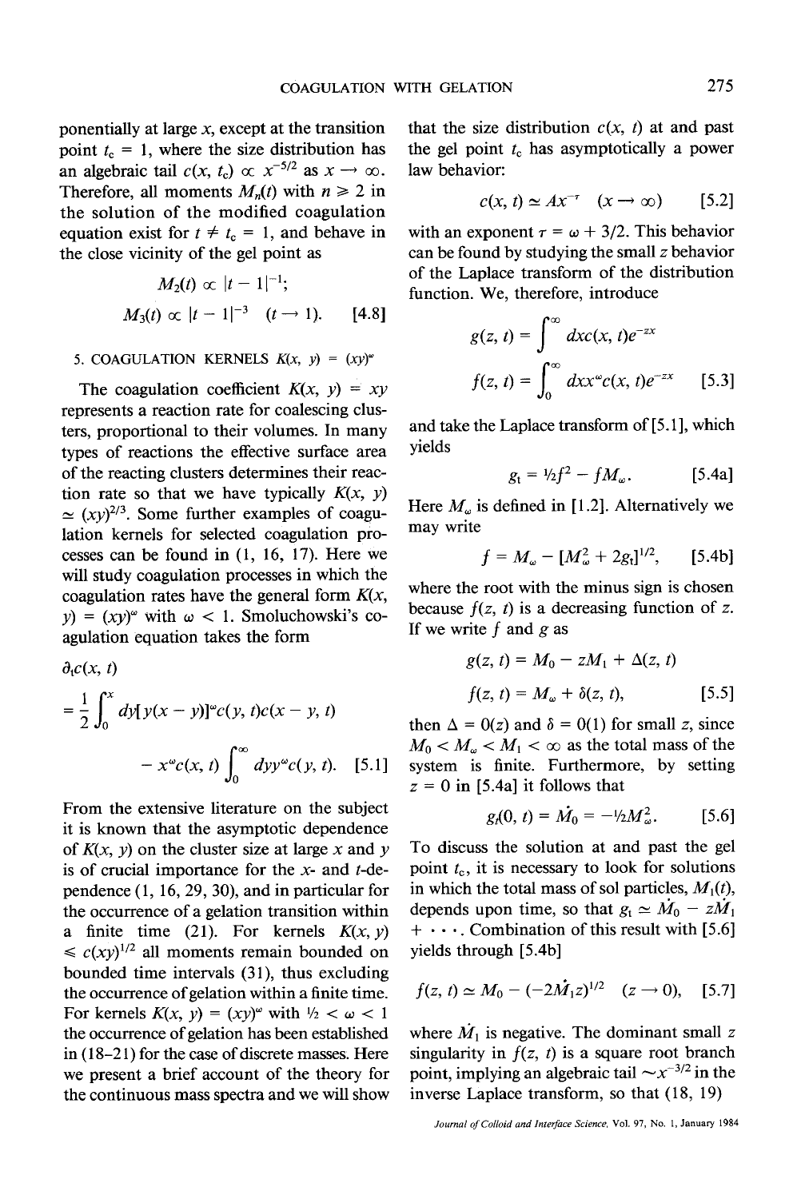ponentially at large $x$, except at the transition point $t_c = 1$, where the size distribution has an algebraic tail $c(x, t_c) \propto x^{-5/2}$ as $x \to \infty$. Therefore, all moments $M_n(t)$ with $n \geq 2$ in the solution of the modified coagulation equation exist for $t \neq t_c = 1$, and behave in the close vicinity of the gel point as

$$M_2(t) \propto |t - 1|^{-1};$$
$$M_3(t) \propto |t - 1|^{-3} \quad (t \to 1). \qquad [4.8]$$

## 5. COAGULATION KERNELS $K(x, y) = (xy)^\omega$

The coagulation coefficient $K(x, y) = xy$ represents a reaction rate for coalescing clusters, proportional to their volumes. In many types of reactions the effective surface area of the reacting clusters determines their reaction rate so that we have typically $K(x, y) \simeq (xy)^{2/3}$. Some further examples of coagulation kernels for selected coagulation processes can be found in (1, 16, 17). Here we will study coagulation processes in which the coagulation rates have the general form $K(x, y) = (xy)^\omega$ with $\omega < 1$. Smoluchowski's coagulation equation takes the form

$$\partial_t c(x, t) = \frac{1}{2}\int_0^x dy[y(x-y)]^\omega c(y, t)c(x-y, t) - x^\omega c(x, t)\int_0^\infty dy y^\omega c(y, t). \qquad [5.1]$$

From the extensive literature on the subject it is known that the asymptotic dependence of $K(x, y)$ on the cluster size at large $x$ and $y$ is of crucial importance for the $x$- and $t$-dependence (1, 16, 29, 30), and in particular for the occurrence of a gelation transition within a finite time (21). For kernels $K(x, y) \leq c(xy)^{1/2}$ all moments remain bounded on bounded time intervals (31), thus excluding the occurrence of gelation within a finite time. For kernels $K(x, y) = (xy)^\omega$ with $\frac{1}{2} < \omega < 1$ the occurrence of gelation has been established in (18–21) for the case of discrete masses. Here we present a brief account of the theory for the continuous mass spectra and we will show that the size distribution $c(x, t)$ at and past the gel point $t_c$ has asymptotically a power law behavior:

$$c(x, t) \simeq Ax^{-\tau} \quad (x \to \infty) \qquad [5.2]$$

with an exponent $\tau = \omega + 3/2$. This behavior can be found by studying the small $z$ behavior of the Laplace transform of the distribution function. We, therefore, introduce

$$g(z, t) = \int^\infty dxc(x, t)e^{-zx}$$
$$f(z, t) = \int_0^\infty dxx^\omega c(x, t)e^{-zx} \qquad [5.3]$$

and take the Laplace transform of [5.1], which yields

$$g_t = \tfrac{1}{2}f^2 - fM_\omega. \qquad [5.4a]$$

Here $M_\omega$ is defined in [1.2]. Alternatively we may write

$$f = M_\omega - [M_\omega^2 + 2g_t]^{1/2}, \qquad [5.4b]$$

where the root with the minus sign is chosen because $f(z, t)$ is a decreasing function of $z$. If we write $f$ and $g$ as

$$g(z, t) = M_0 - zM_1 + \Delta(z, t)$$
$$f(z, t) = M_\omega + \delta(z, t), \qquad [5.5]$$

then $\Delta = 0(z)$ and $\delta = 0(1)$ for small $z$, since $M_0 < M_\omega < M_1 < \infty$ as the total mass of the system is finite. Furthermore, by setting $z = 0$ in [5.4a] it follows that

$$g_t(0, t) = \dot{M}_0 = -\tfrac{1}{2}M_\omega^2. \qquad [5.6]$$

To discuss the solution at and past the gel point $t_c$, it is necessary to look for solutions in which the total mass of sol particles, $M_1(t)$, depends upon time, so that $g_t \simeq \dot{M}_0 - z\dot{M}_1 + \cdots$. Combination of this result with [5.6] yields through [5.4b]

$$f(z, t) \simeq M_0 - (-2\dot{M}_1 z)^{1/2} \quad (z \to 0), \qquad [5.7]$$

where $\dot{M}_1$ is negative. The dominant small $z$ singularity in $f(z, t)$ is a square root branch point, implying an algebraic tail $\sim x^{-3/2}$ in the inverse Laplace transform, so that (18, 19)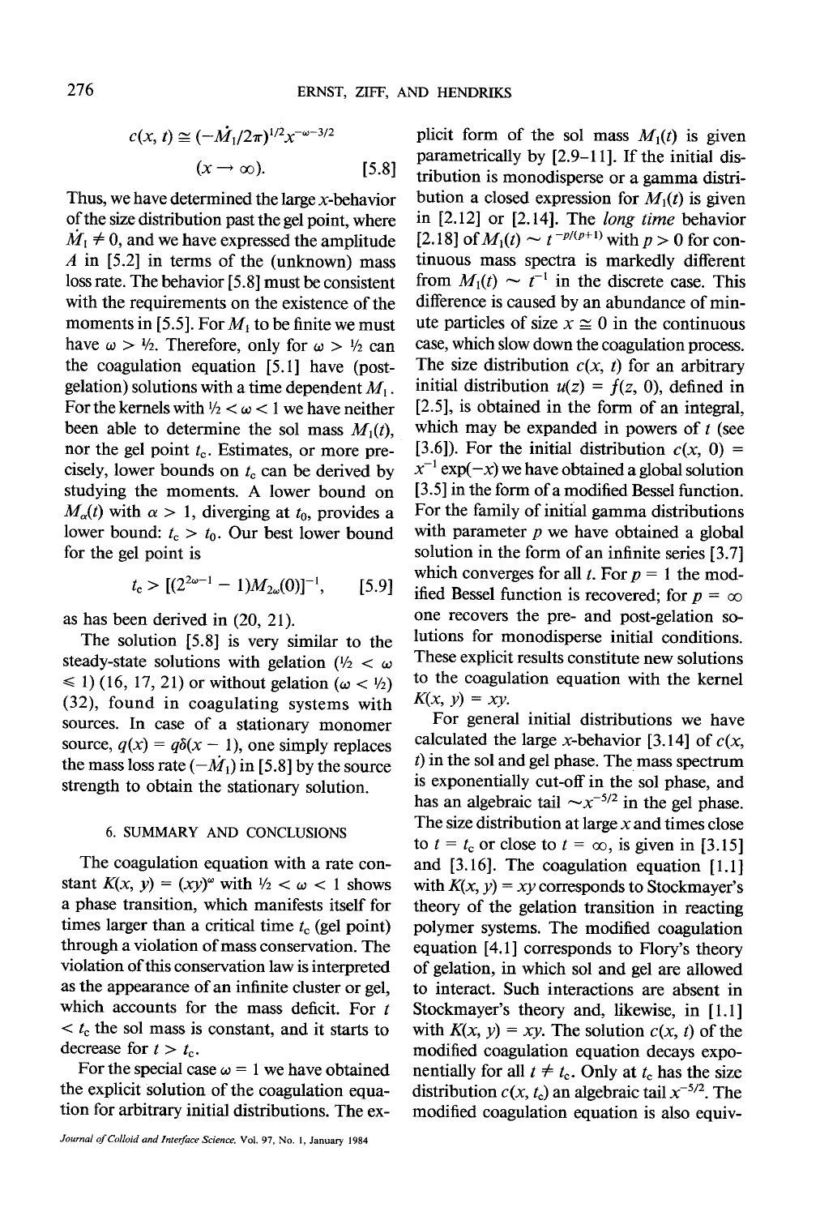$$c(x, t) \cong (-\dot{M}_1/2\pi)^{1/2} x^{-\omega-3/2} \quad (x \to \infty). \qquad [5.8]$$

Thus, we have determined the large $x$-behavior of the size distribution past the gel point, where $\dot{M}_1 \neq 0$, and we have expressed the amplitude $A$ in [5.2] in terms of the (unknown) mass loss rate. The behavior [5.8] must be consistent with the requirements on the existence of the moments in [5.5]. For $M_1$ to be finite we must have $\omega > 1/2$. Therefore, only for $\omega > 1/2$ can the coagulation equation [5.1] have (postgelation) solutions with a time dependent $M_1$. For the kernels with $1/2 < \omega < 1$ we have neither been able to determine the sol mass $M_1(t)$, nor the gel point $t_c$. Estimates, or more precisely, lower bounds on $t_c$ can be derived by studying the moments. A lower bound on $M_\alpha(t)$ with $\alpha > 1$, diverging at $t_0$, provides a lower bound: $t_c > t_0$. Our best lower bound for the gel point is

$$t_c > [(2^{2\omega-1} - 1)M_{2\omega}(0)]^{-1}, \qquad [5.9]$$

as has been derived in (20, 21).

The solution [5.8] is very similar to the steady-state solutions with gelation ($1/2 < \omega \leq 1$) (16, 17, 21) or without gelation ($\omega < 1/2$) (32), found in coagulating systems with sources. In case of a stationary monomer source, $q(x) = q\delta(x - 1)$, one simply replaces the mass loss rate $(-\dot{M}_1)$ in [5.8] by the source strength to obtain the stationary solution.

## 6. SUMMARY AND CONCLUSIONS

The coagulation equation with a rate constant $K(x, y) = (xy)^\omega$ with $1/2 < \omega < 1$ shows a phase transition, which manifests itself for times larger than a critical time $t_c$ (gel point) through a violation of mass conservation. The violation of this conservation law is interpreted as the appearance of an infinite cluster or gel, which accounts for the mass deficit. For $t < t_c$ the sol mass is constant, and it starts to decrease for $t > t_c$.

For the special case $\omega = 1$ we have obtained the explicit solution of the coagulation equation for arbitrary initial distributions. The explicit form of the sol mass $M_1(t)$ is given parametrically by [2.9–11]. If the initial distribution is monodisperse or a gamma distribution a closed expression for $M_1(t)$ is given in [2.12] or [2.14]. The *long time* behavior [2.18] of $M_1(t) \sim t^{-p/(p+1)}$ with $p > 0$ for continuous mass spectra is markedly different from $M_1(t) \sim t^{-1}$ in the discrete case. This difference is caused by an abundance of minute particles of size $x \cong 0$ in the continuous case, which slow down the coagulation process. The size distribution $c(x, t)$ for an arbitrary initial distribution $u(z) = f(z, 0)$, defined in [2.5], is obtained in the form of an integral, which may be expanded in powers of $t$ (see [3.6]). For the initial distribution $c(x, 0) = x^{-1}\exp(-x)$ we have obtained a global solution [3.5] in the form of a modified Bessel function. For the family of initial gamma distributions with parameter $p$ we have obtained a global solution in the form of an infinite series [3.7] which converges for all $t$. For $p = 1$ the modified Bessel function is recovered; for $p = \infty$ one recovers the pre- and post-gelation solutions for monodisperse initial conditions. These explicit results constitute new solutions to the coagulation equation with the kernel $K(x, y) = xy$.

For general initial distributions we have calculated the large $x$-behavior [3.14] of $c(x, t)$ in the sol and gel phase. The mass spectrum is exponentially cut-off in the sol phase, and has an algebraic tail $\sim x^{-5/2}$ in the gel phase. The size distribution at large $x$ and times close to $t = t_c$ or close to $t = \infty$, is given in [3.15] and [3.16]. The coagulation equation [1.1] with $K(x, y) = xy$ corresponds to Stockmayer's theory of the gelation transition in reacting polymer systems. The modified coagulation equation [4.1] corresponds to Flory's theory of gelation, in which sol and gel are allowed to interact. Such interactions are absent in Stockmayer's theory and, likewise, in [1.1] with $K(x, y) = xy$. The solution $c(x, t)$ of the modified coagulation equation decays exponentially for all $t \neq t_c$. Only at $t_c$ has the size distribution $c(x, t_c)$ an algebraic tail $x^{-5/2}$. The modified coagulation equation is also equiv-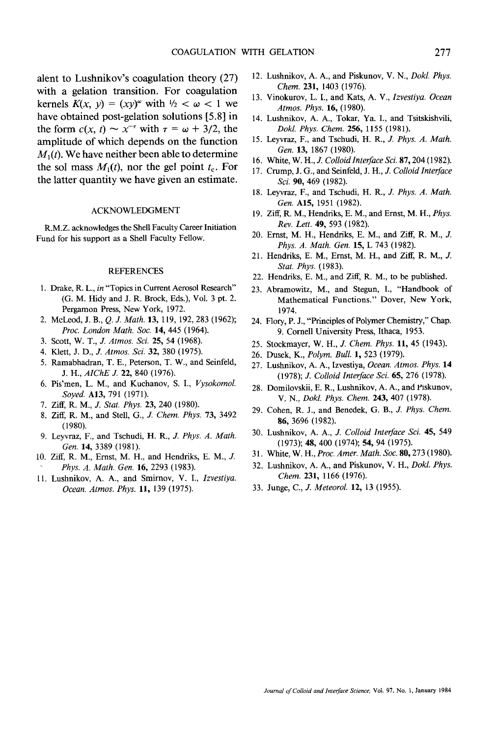alent to Lushnikov's coagulation theory (27) with a gelation transition. For coagulation kernels $K(x, y) = (xy)^{\omega}$ with $1/2 < \omega < 1$ we have obtained post-gelation solutions [5.8] in the form $c(x, t) \sim x^{-\tau}$ with $\tau = \omega + 3/2$, the amplitude of which depends on the function $M_1(t)$. We have neither been able to determine the sol mass $M_1(t)$, nor the gel point $t_c$. For the latter quantity we have given an estimate.

## ACKNOWLEDGMENT

R.M.Z. acknowledges the Shell Faculty Career Initiation Fund for his support as a Shell Faculty Fellow.

## REFERENCES

1. Drake, R. L., *in* "Topics in Current Aerosol Research" (G. M. Hidy and J. R. Brock, Eds.), Vol. 3 pt. 2. Pergamon Press, New York, 1972.
2. McLeod, J. B., *Q. J. Math.* **13**, 119, 192, 283 (1962); *Proc. London Math. Soc.* **14**, 445 (1964).
3. Scott, W. T., *J. Atmos. Sci.* **25**, 54 (1968).
4. Klett, J. D., *J. Atmos. Sci.* **32**, 380 (1975).
5. Ramabhadran, T. E., Peterson, T. W., and Seinfeld, J. H., *AIChE J.* **22**, 840 (1976).
6. Pis'men, L. M., and Kuchanov, S. I., *Vysokomol. Soyed.* **A13**, 791 (1971).
7. Ziff, R. M., *J. Stat. Phys.* **23**, 240 (1980).
8. Ziff, R. M., and Stell, G., *J. Chem. Phys.* **73**, 3492 (1980).
9. Leyvraz, F., and Tschudi, H. R., *J. Phys. A. Math. Gen.* **14**, 3389 (1981).
10. Ziff, R. M., Ernst, M. H., and Hendriks, E. M., *J. Phys. A. Math. Gen.* **16**, 2293 (1983).
11. Lushnikov, A. A., and Smirnov, V. I., *Izvestiya. Ocean. Atmos. Phys.* **11**, 139 (1975).
12. Lushnikov, A. A., and Piskunov, V. N., *Dokl. Phys. Chem.* **231**, 1403 (1976).
13. Vinokurov, L. I., and Kats, A. V., *Izvestiya. Ocean Atmos. Phys.* **16**, (1980).
14. Lushnikov, A. A., Tokar, Ya. I., and Tsitskishvili, *Dokl. Phys. Chem.* **256**, 1155 (1981).
15. Leyvraz, F., and Tschudi, H. R., *J. Phys. A. Math. Gen.* **13**, 1867 (1980).
16. White, W. H., *J. Colloid Interface Sci.* **87**, 204 (1982).
17. Crump, J. G., and Seinfeld, J. H., *J. Colloid Interface Sci.* **90**, 469 (1982).
18. Leyvraz, F., and Tschudi, H. R., *J. Phys. A. Math. Gen.* **A15**, 1951 (1982).
19. Ziff, R. M., Hendriks, E. M., and Ernst, M. H., *Phys. Rev. Lett.* **49**, 593 (1982).
20. Ernst, M. H., Hendriks, E. M., and Ziff, R. M., *J. Phys. A. Math. Gen.* **15**, L 743 (1982).
21. Hendriks, E. M., Ernst, M. H., and Ziff, R. M., *J. Stat. Phys.* (1983).
22. Hendriks, E. M., and Ziff, R. M., to be published.
23. Abramowitz, M., and Stegun, I., "Handbook of Mathematical Functions." Dover, New York, 1974.
24. Flory, P. J., "Principles of Polymer Chemistry," Chap. 9. Cornell University Press, Ithaca, 1953.
25. Stockmayer, W. H., *J. Chem. Phys.* **11**, 45 (1943).
26. Dusek, K., *Polym. Bull.* **1**, 523 (1979).
27. Lushnikov, A. A., Izvestiya, *Ocean. Atmos. Phys.* **14** (1978); *J. Colloid Interface Sci.* **65**, 276 (1978).
28. Domilovskii, E. R., Lushnikov, A. A., and Piskunov, V. N., *Dokl. Phys. Chem.* **243**, 407 (1978).
29. Cohen, R. J., and Benedek, G. B., *J. Phys. Chem.* **86**, 3696 (1982).
30. Lushnikov, A. A., *J. Colloid Interface Sci.* **45**, 549 (1973); **48**, 400 (1974); **54**, 94 (1975).
31. White, W. H., *Proc. Amer. Math. Soc.* **80**, 273 (1980).
32. Lushnikov, A. A., and Piskunov, V. H., *Dokl. Phys. Chem.* **231**, 1166 (1976).
33. Junge, C., *J. Meteorol.* **12**, 13 (1955).